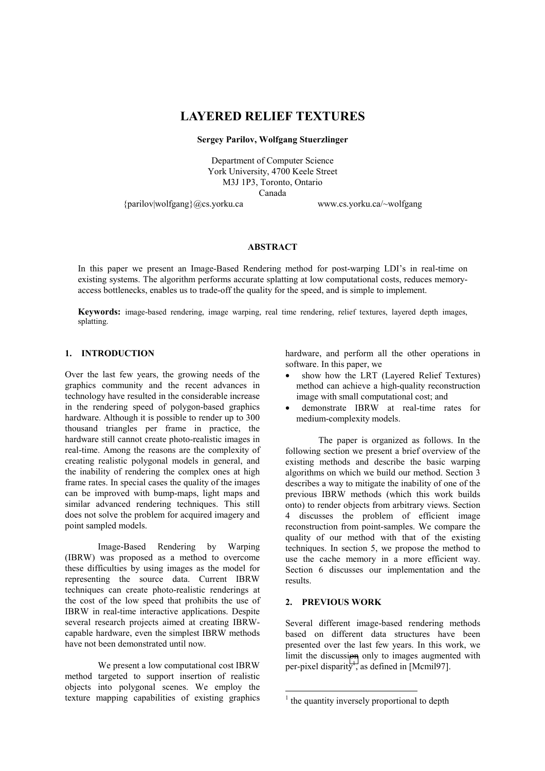# LAYERED RELIEF TEXTURES

**Sergey Parilov, Wolfgang Stuerzlinger**

Department of Computer Science
York University, 4700 Keele Street
M3J 1P3, Toronto, Ontario
Canada

{parilov|wolfgang}@cs.yorku.ca www.cs.yorku.ca/~wolfgang

### ABSTRACT

In this paper we present an Image-Based Rendering method for post-warping LDI's in real-time on existing systems. The algorithm performs accurate splatting at low computational costs, reduces memory-access bottlenecks, enables us to trade-off the quality for the speed, and is simple to implement.

**Keywords:** image-based rendering, image warping, real time rendering, relief textures, layered depth images, splatting.

## 1. INTRODUCTION

Over the last few years, the growing needs of the graphics community and the recent advances in technology have resulted in the considerable increase in the rendering speed of polygon-based graphics hardware. Although it is possible to render up to 300 thousand triangles per frame in practice, the hardware still cannot create photo-realistic images in real-time. Among the reasons are the complexity of creating realistic polygonal models in general, and the inability of rendering the complex ones at high frame rates. In special cases the quality of the images can be improved with bump-maps, light maps and similar advanced rendering techniques. This still does not solve the problem for acquired imagery and point sampled models.

Image-Based Rendering by Warping (IBRW) was proposed as a method to overcome these difficulties by using images as the model for representing the source data. Current IBRW techniques can create photo-realistic renderings at the cost of the low speed that prohibits the use of IBRW in real-time interactive applications. Despite several research projects aimed at creating IBRW-capable hardware, even the simplest IBRW methods have not been demonstrated until now.

We present a low computational cost IBRW method targeted to support insertion of realistic objects into polygonal scenes. We employ the texture mapping capabilities of existing graphics hardware, and perform all the other operations in software. In this paper, we

- show how the LRT (Layered Relief Textures) method can achieve a high-quality reconstruction image with small computational cost; and
- demonstrate IBRW at real-time rates for medium-complexity models.

The paper is organized as follows. In the following section we present a brief overview of the existing methods and describe the basic warping algorithms on which we build our method. Section 3 describes a way to mitigate the inability of one of the previous IBRW methods (which this work builds onto) to render objects from arbitrary views. Section 4 discusses the problem of efficient image reconstruction from point-samples. We compare the quality of our method with that of the existing techniques. In section 5, we propose the method to use the cache memory in a more efficient way. Section 6 discusses our implementation and the results.

## 2. PREVIOUS WORK

Several different image-based rendering methods based on different data structures have been presented over the last few years. In this work, we limit the discussion only to images augmented with per-pixel disparity[1], as defined in [Mcmil97].

[1] the quantity inversely proportional to depth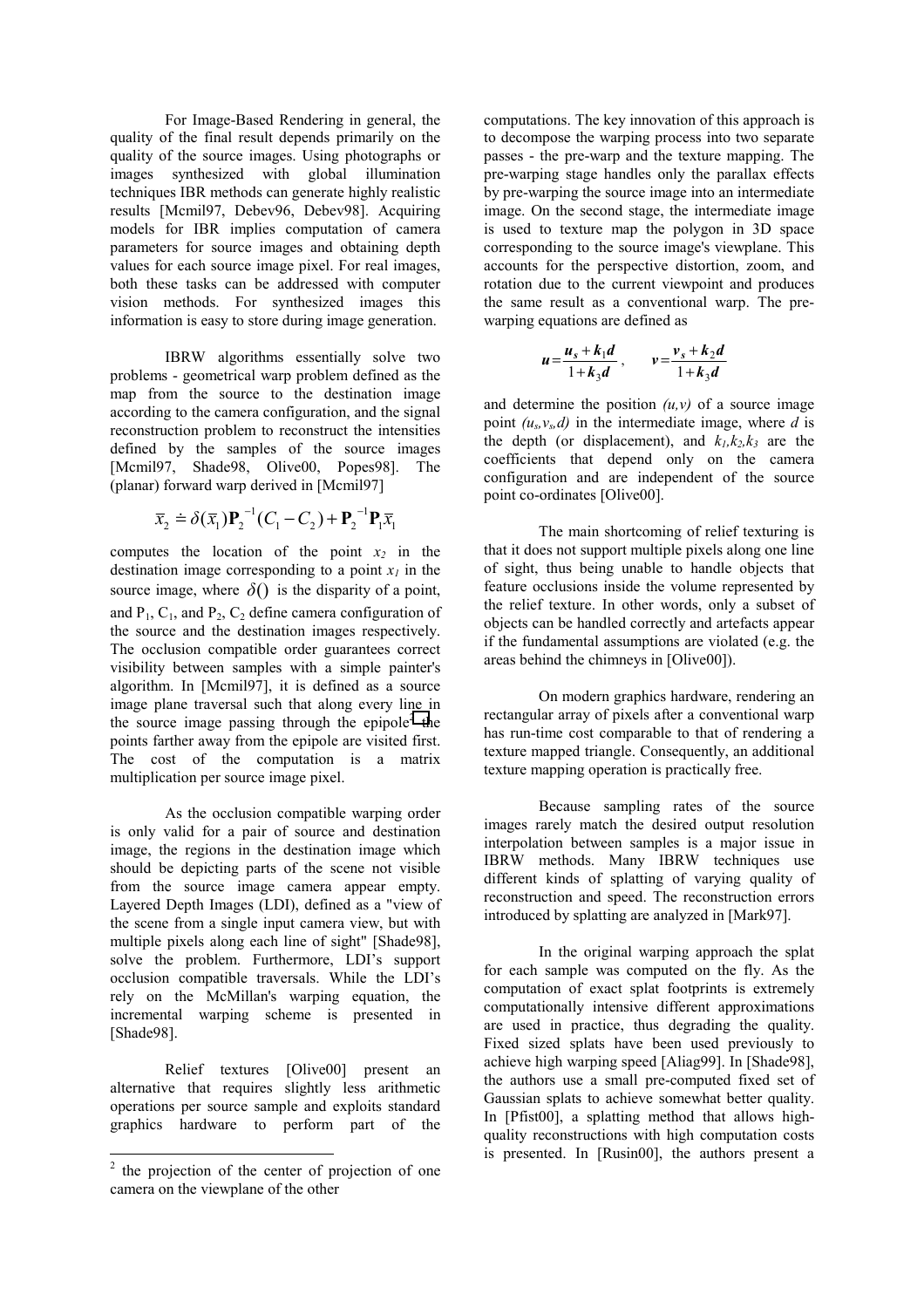For Image-Based Rendering in general, the quality of the final result depends primarily on the quality of the source images. Using photographs or images synthesized with global illumination techniques IBR methods can generate highly realistic results [Mcmil97, Debev96, Debev98]. Acquiring models for IBR implies computation of camera parameters for source images and obtaining depth values for each source image pixel. For real images, both these tasks can be addressed with computer vision methods. For synthesized images this information is easy to store during image generation.

IBRW algorithms essentially solve two problems - geometrical warp problem defined as the map from the source to the destination image according to the camera configuration, and the signal reconstruction problem to reconstruct the intensities defined by the samples of the source images [Mcmil97, Shade98, Olive00, Popes98]. The (planar) forward warp derived in [Mcmil97]

$$\bar{x}_2 \doteq \delta(\bar{x}_1)\mathbf{P}_2^{-1}(C_1 - C_2) + \mathbf{P}_2^{-1}\mathbf{P}_1\bar{x}_1$$

computes the location of the point $x_2$ in the destination image corresponding to a point $x_1$ in the source image, where $\delta()$ is the disparity of a point, and $P_1$, $C_1$, and $P_2$, $C_2$ define camera configuration of the source and the destination images respectively. The occlusion compatible order guarantees correct visibility between samples with a simple painter's algorithm. In [Mcmil97], it is defined as a source image plane traversal such that along every line in the source image passing through the epipole[2] the points farther away from the epipole are visited first. The cost of the computation is a matrix multiplication per source image pixel.

As the occlusion compatible warping order is only valid for a pair of source and destination image, the regions in the destination image which should be depicting parts of the scene not visible from the source image camera appear empty. Layered Depth Images (LDI), defined as a "view of the scene from a single input camera view, but with multiple pixels along each line of sight" [Shade98], solve the problem. Furthermore, LDI's support occlusion compatible traversals. While the LDI's rely on the McMillan's warping equation, the incremental warping scheme is presented in [Shade98].

Relief textures [Olive00] present an alternative that requires slightly less arithmetic operations per source sample and exploits standard graphics hardware to perform part of the computations. The key innovation of this approach is to decompose the warping process into two separate passes - the pre-warp and the texture mapping. The pre-warping stage handles only the parallax effects by pre-warping the source image into an intermediate image. On the second stage, the intermediate image is used to texture map the polygon in 3D space corresponding to the source image's viewplane. This accounts for the perspective distortion, zoom, and rotation due to the current viewpoint and produces the same result as a conventional warp. The pre-warping equations are defined as

$$u = \frac{u_s + k_1 d}{1 + k_3 d}, \qquad v = \frac{v_s + k_2 d}{1 + k_3 d}$$

and determine the position $(u,v)$ of a source image point $(u_s, v_s, d)$ in the intermediate image, where $d$ is the depth (or displacement), and $k_1, k_2, k_3$ are the coefficients that depend only on the camera configuration and are independent of the source point co-ordinates [Olive00].

The main shortcoming of relief texturing is that it does not support multiple pixels along one line of sight, thus being unable to handle objects that feature occlusions inside the volume represented by the relief texture. In other words, only a subset of objects can be handled correctly and artefacts appear if the fundamental assumptions are violated (e.g. the areas behind the chimneys in [Olive00]).

On modern graphics hardware, rendering an rectangular array of pixels after a conventional warp has run-time cost comparable to that of rendering a texture mapped triangle. Consequently, an additional texture mapping operation is practically free.

Because sampling rates of the source images rarely match the desired output resolution interpolation between samples is a major issue in IBRW methods. Many IBRW techniques use different kinds of splatting of varying quality of reconstruction and speed. The reconstruction errors introduced by splatting are analyzed in [Mark97].

In the original warping approach the splat for each sample was computed on the fly. As the computation of exact splat footprints is extremely computationally intensive different approximations are used in practice, thus degrading the quality. Fixed sized splats have been used previously to achieve high warping speed [Aliag99]. In [Shade98], the authors use a small pre-computed fixed set of Gaussian splats to achieve somewhat better quality. In [Pfist00], a splatting method that allows high-quality reconstructions with high computation costs is presented. In [Rusin00], the authors present a

[2] the projection of the center of projection of one camera on the viewplane of the other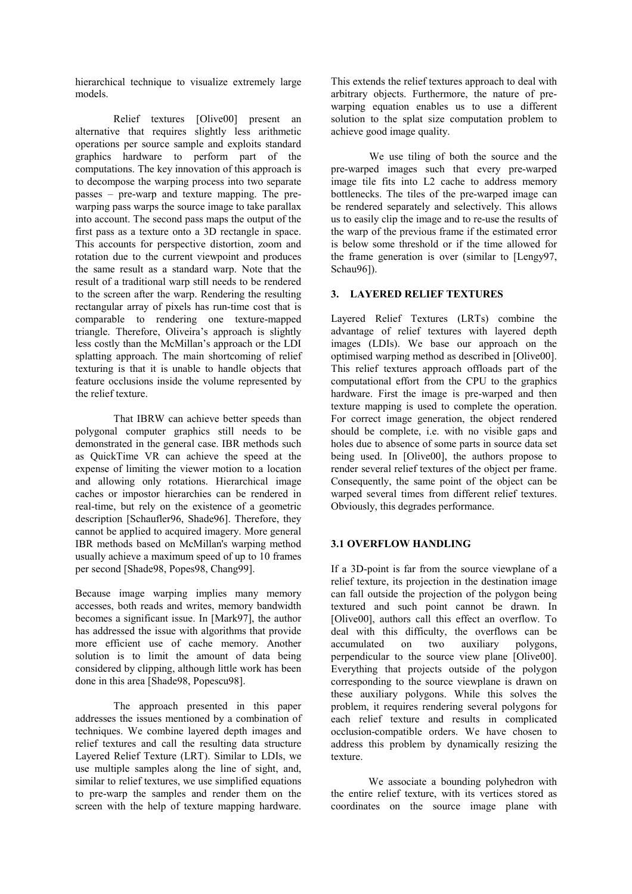hierarchical technique to visualize extremely large models.

Relief textures [Olive00] present an alternative that requires slightly less arithmetic operations per source sample and exploits standard graphics hardware to perform part of the computations. The key innovation of this approach is to decompose the warping process into two separate passes – pre-warp and texture mapping. The pre-warping pass warps the source image to take parallax into account. The second pass maps the output of the first pass as a texture onto a 3D rectangle in space. This accounts for perspective distortion, zoom and rotation due to the current viewpoint and produces the same result as a standard warp. Note that the result of a traditional warp still needs to be rendered to the screen after the warp. Rendering the resulting rectangular array of pixels has run-time cost that is comparable to rendering one texture-mapped triangle. Therefore, Oliveira's approach is slightly less costly than the McMillan's approach or the LDI splatting approach. The main shortcoming of relief texturing is that it is unable to handle objects that feature occlusions inside the volume represented by the relief texture.

That IBRW can achieve better speeds than polygonal computer graphics still needs to be demonstrated in the general case. IBR methods such as QuickTime VR can achieve the speed at the expense of limiting the viewer motion to a location and allowing only rotations. Hierarchical image caches or impostor hierarchies can be rendered in real-time, but rely on the existence of a geometric description [Schaufler96, Shade96]. Therefore, they cannot be applied to acquired imagery. More general IBR methods based on McMillan's warping method usually achieve a maximum speed of up to 10 frames per second [Shade98, Popes98, Chang99].

Because image warping implies many memory accesses, both reads and writes, memory bandwidth becomes a significant issue. In [Mark97], the author has addressed the issue with algorithms that provide more efficient use of cache memory. Another solution is to limit the amount of data being considered by clipping, although little work has been done in this area [Shade98, Popescu98].

The approach presented in this paper addresses the issues mentioned by a combination of techniques. We combine layered depth images and relief textures and call the resulting data structure Layered Relief Texture (LRT). Similar to LDIs, we use multiple samples along the line of sight, and, similar to relief textures, we use simplified equations to pre-warp the samples and render them on the screen with the help of texture mapping hardware. This extends the relief textures approach to deal with arbitrary objects. Furthermore, the nature of pre-warping equation enables us to use a different solution to the splat size computation problem to achieve good image quality.

We use tiling of both the source and the pre-warped images such that every pre-warped image tile fits into L2 cache to address memory bottlenecks. The tiles of the pre-warped image can be rendered separately and selectively. This allows us to easily clip the image and to re-use the results of the warp of the previous frame if the estimated error is below some threshold or if the time allowed for the frame generation is over (similar to [Lengy97, Schau96]).

## 3. LAYERED RELIEF TEXTURES

Layered Relief Textures (LRTs) combine the advantage of relief textures with layered depth images (LDIs). We base our approach on the optimised warping method as described in [Olive00]. This relief textures approach offloads part of the computational effort from the CPU to the graphics hardware. First the image is pre-warped and then texture mapping is used to complete the operation. For correct image generation, the object rendered should be complete, i.e. with no visible gaps and holes due to absence of some parts in source data set being used. In [Olive00], the authors propose to render several relief textures of the object per frame. Consequently, the same point of the object can be warped several times from different relief textures. Obviously, this degrades performance.

### 3.1 OVERFLOW HANDLING

If a 3D-point is far from the source viewplane of a relief texture, its projection in the destination image can fall outside the projection of the polygon being textured and such point cannot be drawn. In [Olive00], authors call this effect an overflow. To deal with this difficulty, the overflows can be accumulated on two auxiliary polygons, perpendicular to the source view plane [Olive00]. Everything that projects outside of the polygon corresponding to the source viewplane is drawn on these auxiliary polygons. While this solves the problem, it requires rendering several polygons for each relief texture and results in complicated occlusion-compatible orders. We have chosen to address this problem by dynamically resizing the texture.

We associate a bounding polyhedron with the entire relief texture, with its vertices stored as coordinates on the source image plane with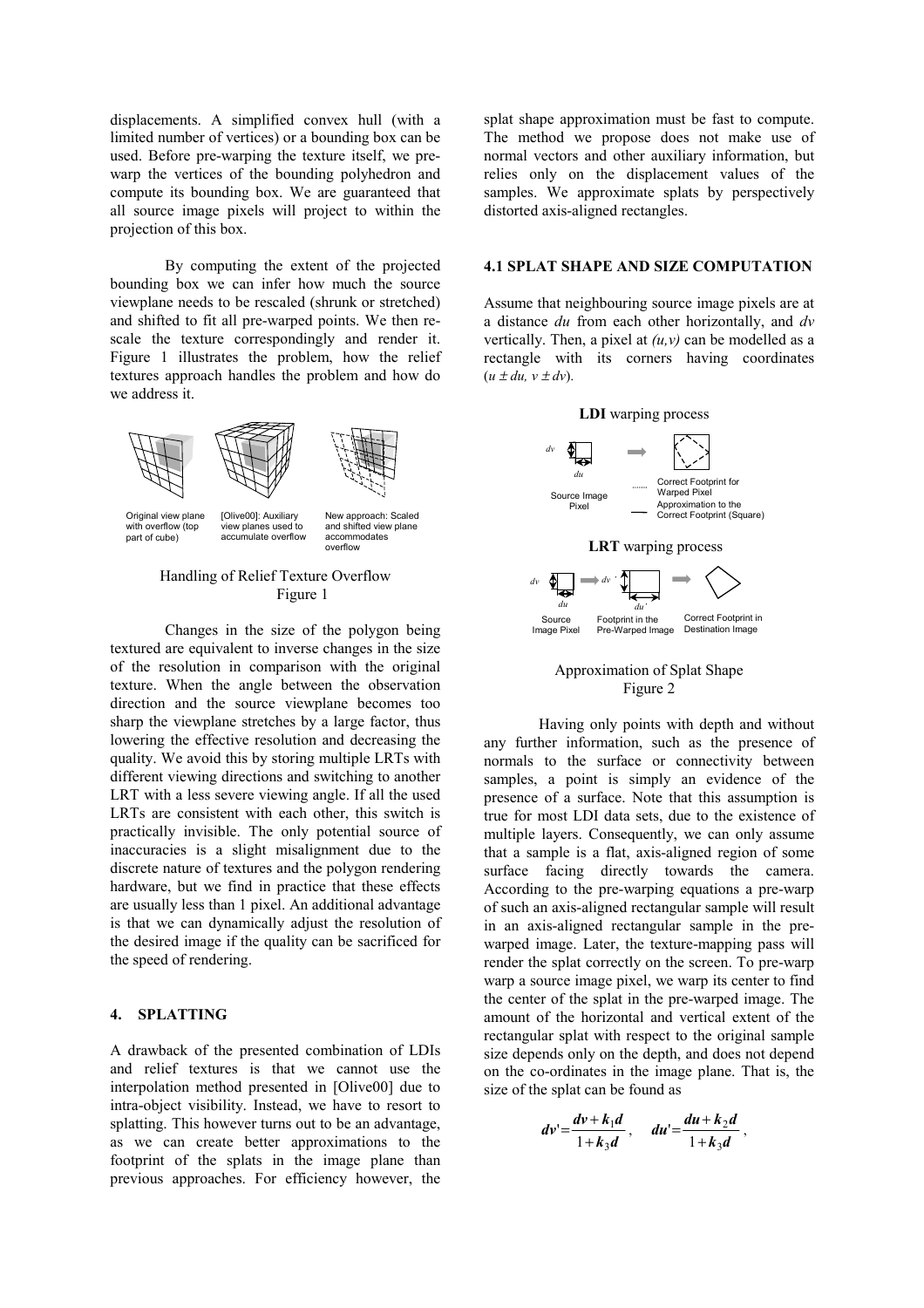displacements. A simplified convex hull (with a limited number of vertices) or a bounding box can be used. Before pre-warping the texture itself, we pre-warp the vertices of the bounding polyhedron and compute its bounding box. We are guaranteed that all source image pixels will project to within the projection of this box.

By computing the extent of the projected bounding box we can infer how much the source viewplane needs to be rescaled (shrunk or stretched) and shifted to fit all pre-warped points. We then re-scale the texture correspondingly and render it. Figure 1 illustrates the problem, how the relief textures approach handles the problem and how do we address it.

Original view plane with overflow (top part of cube)

[Olive00]: Auxiliary view planes used to accumulate overflow

New approach: Scaled and shifted view plane accommodates overflow

Handling of Relief Texture Overflow
Figure 1

Changes in the size of the polygon being textured are equivalent to inverse changes in the size of the resolution in comparison with the original texture. When the angle between the observation direction and the source viewplane becomes too sharp the viewplane stretches by a large factor, thus lowering the effective resolution and decreasing the quality. We avoid this by storing multiple LRTs with different viewing directions and switching to another LRT with a less severe viewing angle. If all the used LRTs are consistent with each other, this switch is practically invisible. The only potential source of inaccuracies is a slight misalignment due to the discrete nature of textures and the polygon rendering hardware, but we find in practice that these effects are usually less than 1 pixel. An additional advantage is that we can dynamically adjust the resolution of the desired image if the quality can be sacrificed for the speed of rendering.

## 4. SPLATTING

A drawback of the presented combination of LDIs and relief textures is that we cannot use the interpolation method presented in [Olive00] due to intra-object visibility. Instead, we have to resort to splatting. This however turns out to be an advantage, as we can create better approximations to the footprint of the splats in the image plane than previous approaches. For efficiency however, the splat shape approximation must be fast to compute. The method we propose does not make use of normal vectors and other auxiliary information, but relies only on the displacement values of the samples. We approximate splats by perspectively distorted axis-aligned rectangles.

### 4.1 SPLAT SHAPE AND SIZE COMPUTATION

Assume that neighbouring source image pixels are at a distance *du* from each other horizontally, and *dv* vertically. Then, a pixel at *(u,v)* can be modelled as a rectangle with its corners having coordinates $(u \pm du, v \pm dv)$.

**LDI** warping process

Source Image Pixel — Correct Footprint for Warped Pixel — Approximation to the Correct Footprint (Square)

**LRT** warping process

Source Image Pixel — Footprint in the Pre-Warped Image — Correct Footprint in Destination Image

Approximation of Splat Shape
Figure 2

Having only points with depth and without any further information, such as the presence of normals to the surface or connectivity between samples, a point is simply an evidence of the presence of a surface. Note that this assumption is true for most LDI data sets, due to the existence of multiple layers. Consequently, we can only assume that a sample is a flat, axis-aligned region of some surface facing directly towards the camera. According to the pre-warping equations a pre-warp of such an axis-aligned rectangular sample will result in an axis-aligned rectangular sample in the pre-warped image. Later, the texture-mapping pass will render the splat correctly on the screen. To pre-warp warp a source image pixel, we warp its center to find the center of the splat in the pre-warped image. The amount of the horizontal and vertical extent of the rectangular splat with respect to the original sample size depends only on the depth, and does not depend on the co-ordinates in the image plane. That is, the size of the splat can be found as

$$dv' = \frac{dv + k_1 d}{1 + k_3 d}, \quad du' = \frac{du + k_2 d}{1 + k_3 d},$$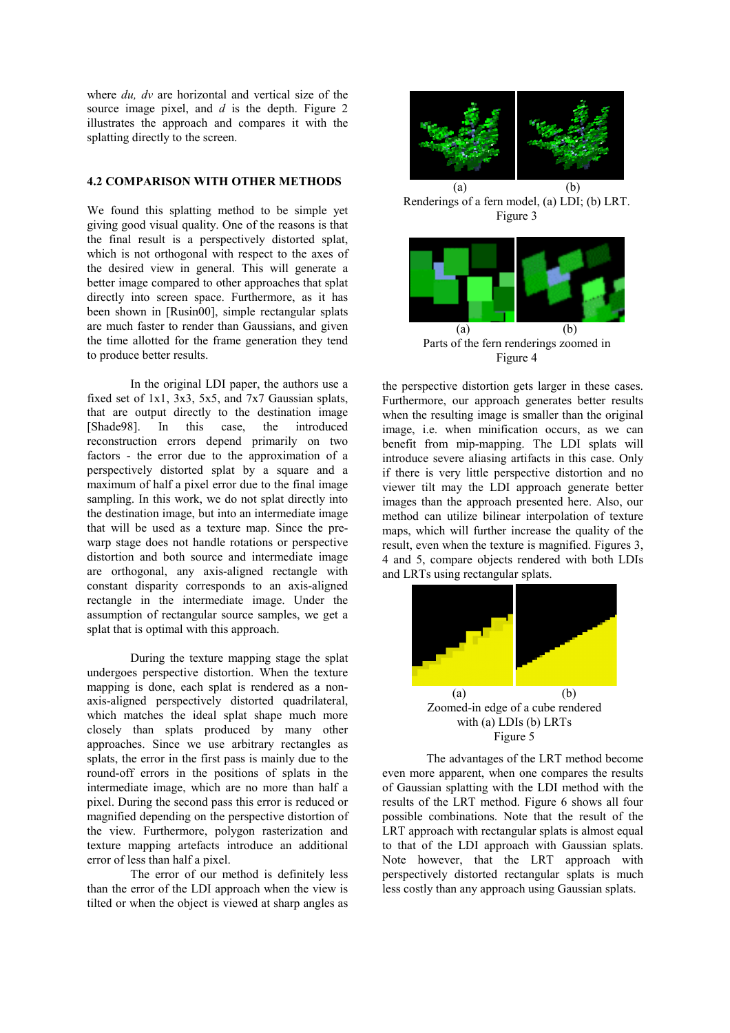where *du, dv* are horizontal and vertical size of the source image pixel, and *d* is the depth. Figure 2 illustrates the approach and compares it with the splatting directly to the screen.

### 4.2 COMPARISON WITH OTHER METHODS

We found this splatting method to be simple yet giving good visual quality. One of the reasons is that the final result is a perspectively distorted splat, which is not orthogonal with respect to the axes of the desired view in general. This will generate a better image compared to other approaches that splat directly into screen space. Furthermore, as it has been shown in [Rusin00], simple rectangular splats are much faster to render than Gaussians, and given the time allotted for the frame generation they tend to produce better results.

In the original LDI paper, the authors use a fixed set of 1x1, 3x3, 5x5, and 7x7 Gaussian splats, that are output directly to the destination image [Shade98]. In this case, the introduced reconstruction errors depend primarily on two factors - the error due to the approximation of a perspectively distorted splat by a square and a maximum of half a pixel error due to the final image sampling. In this work, we do not splat directly into the destination image, but into an intermediate image that will be used as a texture map. Since the pre-warp stage does not handle rotations or perspective distortion and both source and intermediate image are orthogonal, any axis-aligned rectangle with constant disparity corresponds to an axis-aligned rectangle in the intermediate image. Under the assumption of rectangular source samples, we get a splat that is optimal with this approach.

During the texture mapping stage the splat undergoes perspective distortion. When the texture mapping is done, each splat is rendered as a non-axis-aligned perspectively distorted quadrilateral, which matches the ideal splat shape much more closely than splats produced by many other approaches. Since we use arbitrary rectangles as splats, the error in the first pass is mainly due to the round-off errors in the positions of splats in the intermediate image, which are no more than half a pixel. During the second pass this error is reduced or magnified depending on the perspective distortion of the view. Furthermore, polygon rasterization and texture mapping artefacts introduce an additional error of less than half a pixel.

The error of our method is definitely less than the error of the LDI approach when the view is tilted or when the object is viewed at sharp angles as the perspective distortion gets larger in these cases. Furthermore, our approach generates better results when the resulting image is smaller than the original image, i.e. when minification occurs, as we can benefit from mip-mapping. The LDI splats will introduce severe aliasing artifacts in this case. Only if there is very little perspective distortion and no viewer tilt may the LDI approach generate better images than the approach presented here. Also, our method can utilize bilinear interpolation of texture maps, which will further increase the quality of the result, even when the texture is magnified. Figures 3, 4 and 5, compare objects rendered with both LDIs and LRTs using rectangular splats.

(a) (b)
Renderings of a fern model, (a) LDI; (b) LRT.
Figure 3

(a) (b)
Parts of the fern renderings zoomed in
Figure 4

(a) (b)
Zoomed-in edge of a cube rendered with (a) LDIs (b) LRTs
Figure 5

The advantages of the LRT method become even more apparent, when one compares the results of Gaussian splatting with the LDI method with the results of the LRT method. Figure 6 shows all four possible combinations. Note that the result of the LRT approach with rectangular splats is almost equal to that of the LDI approach with Gaussian splats. Note however, that the LRT approach with perspectively distorted rectangular splats is much less costly than any approach using Gaussian splats.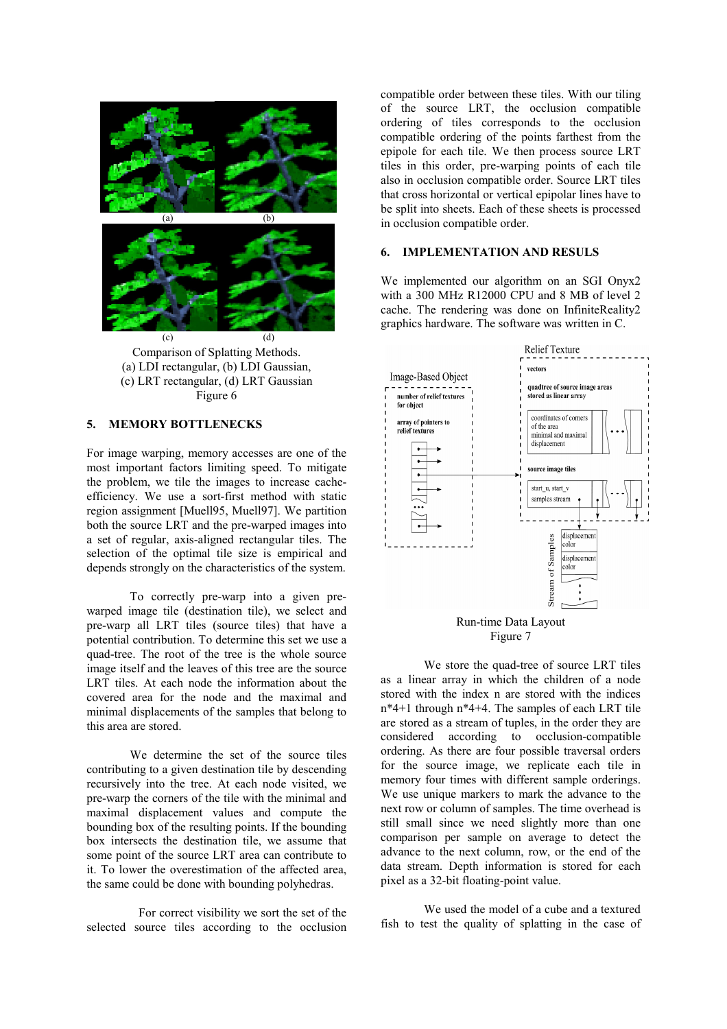(a) (b)

(c) (d)

Comparison of Splatting Methods.
(a) LDI rectangular, (b) LDI Gaussian,
(c) LRT rectangular, (d) LRT Gaussian
Figure 6

## 5. MEMORY BOTTLENECKS

For image warping, memory accesses are one of the most important factors limiting speed. To mitigate the problem, we tile the images to increase cache-efficiency. We use a sort-first method with static region assignment [Muell95, Muell97]. We partition both the source LRT and the pre-warped images into a set of regular, axis-aligned rectangular tiles. The selection of the optimal tile size is empirical and depends strongly on the characteristics of the system.

To correctly pre-warp into a given pre-warped image tile (destination tile), we select and pre-warp all LRT tiles (source tiles) that have a potential contribution. To determine this set we use a quad-tree. The root of the tree is the whole source image itself and the leaves of this tree are the source LRT tiles. At each node the information about the covered area for the node and the maximal and minimal displacements of the samples that belong to this area are stored.

We determine the set of the source tiles contributing to a given destination tile by descending recursively into the tree. At each node visited, we pre-warp the corners of the tile with the minimal and maximal displacement values and compute the bounding box of the resulting points. If the bounding box intersects the destination tile, we assume that some point of the source LRT area can contribute to it. To lower the overestimation of the affected area, the same could be done with bounding polyhedras.

For correct visibility we sort the set of the selected source tiles according to the occlusion compatible order between these tiles. With our tiling of the source LRT, the occlusion compatible ordering of tiles corresponds to the occlusion compatible ordering of the points farthest from the epipole for each tile. We then process source LRT tiles in this order, pre-warping points of each tile also in occlusion compatible order. Source LRT tiles that cross horizontal or vertical epipolar lines have to be split into sheets. Each of these sheets is processed in occlusion compatible order.

## 6. IMPLEMENTATION AND RESULS

We implemented our algorithm on an SGI Onyx2 with a 300 MHz R12000 CPU and 8 MB of level 2 cache. The rendering was done on InfiniteReality2 graphics hardware. The software was written in C.

Run-time Data Layout
Figure 7

We store the quad-tree of source LRT tiles as a linear array in which the children of a node stored with the index n are stored with the indices n\*4+1 through n\*4+4. The samples of each LRT tile are stored as a stream of tuples, in the order they are considered according to occlusion-compatible ordering. As there are four possible traversal orders for the source image, we replicate each tile in memory four times with different sample orderings. We use unique markers to mark the advance to the next row or column of samples. The time overhead is still small since we need slightly more than one comparison per sample on average to detect the advance to the next column, row, or the end of the data stream. Depth information is stored for each pixel as a 32-bit floating-point value.

We used the model of a cube and a textured fish to test the quality of splatting in the case of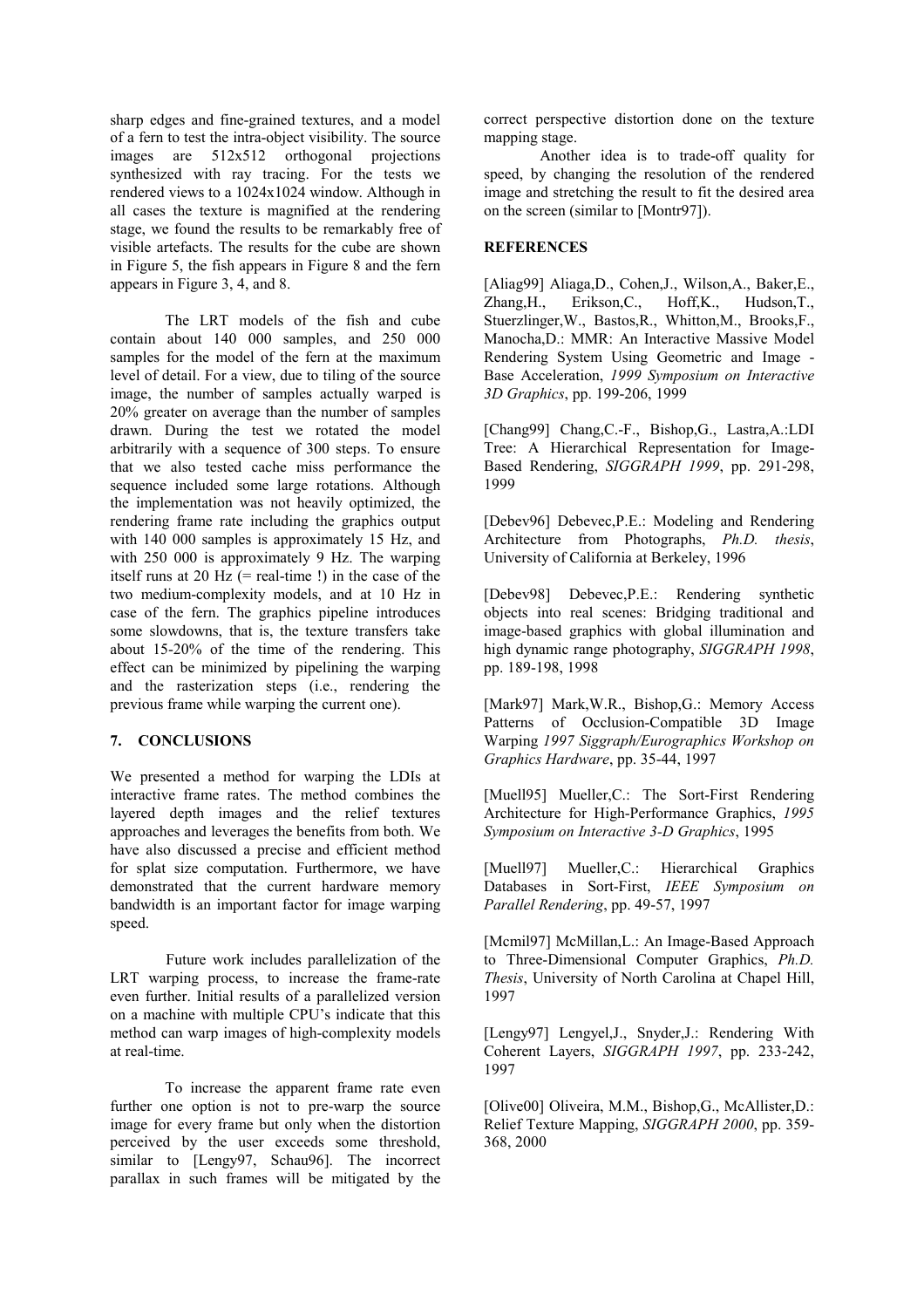sharp edges and fine-grained textures, and a model of a fern to test the intra-object visibility. The source images are 512x512 orthogonal projections synthesized with ray tracing. For the tests we rendered views to a 1024x1024 window. Although in all cases the texture is magnified at the rendering stage, we found the results to be remarkably free of visible artefacts. The results for the cube are shown in Figure 5, the fish appears in Figure 8 and the fern appears in Figure 3, 4, and 8.

The LRT models of the fish and cube contain about 140 000 samples, and 250 000 samples for the model of the fern at the maximum level of detail. For a view, due to tiling of the source image, the number of samples actually warped is 20% greater on average than the number of samples drawn. During the test we rotated the model arbitrarily with a sequence of 300 steps. To ensure that we also tested cache miss performance the sequence included some large rotations. Although the implementation was not heavily optimized, the rendering frame rate including the graphics output with 140 000 samples is approximately 15 Hz, and with 250 000 is approximately 9 Hz. The warping itself runs at 20 Hz (= real-time !) in the case of the two medium-complexity models, and at 10 Hz in case of the fern. The graphics pipeline introduces some slowdowns, that is, the texture transfers take about 15-20% of the time of the rendering. This effect can be minimized by pipelining the warping and the rasterization steps (i.e., rendering the previous frame while warping the current one).

## 7. CONCLUSIONS

We presented a method for warping the LDIs at interactive frame rates. The method combines the layered depth images and the relief textures approaches and leverages the benefits from both. We have also discussed a precise and efficient method for splat size computation. Furthermore, we have demonstrated that the current hardware memory bandwidth is an important factor for image warping speed.

Future work includes parallelization of the LRT warping process, to increase the frame-rate even further. Initial results of a parallelized version on a machine with multiple CPU's indicate that this method can warp images of high-complexity models at real-time.

To increase the apparent frame rate even further one option is not to pre-warp the source image for every frame but only when the distortion perceived by the user exceeds some threshold, similar to [Lengy97, Schau96]. The incorrect parallax in such frames will be mitigated by the correct perspective distortion done on the texture mapping stage.

Another idea is to trade-off quality for speed, by changing the resolution of the rendered image and stretching the result to fit the desired area on the screen (similar to [Montr97]).

## REFERENCES

[Aliag99] Aliaga,D., Cohen,J., Wilson,A., Baker,E., Zhang,H., Erikson,C., Hoff,K., Hudson,T., Stuerzlinger,W., Bastos,R., Whitton,M., Brooks,F., Manocha,D.: MMR: An Interactive Massive Model Rendering System Using Geometric and Image - Base Acceleration, *1999 Symposium on Interactive 3D Graphics*, pp. 199-206, 1999

[Chang99] Chang,C.-F., Bishop,G., Lastra,A.:LDI Tree: A Hierarchical Representation for Image-Based Rendering, *SIGGRAPH 1999*, pp. 291-298, 1999

[Debev96] Debevec,P.E.: Modeling and Rendering Architecture from Photographs, *Ph.D. thesis*, University of California at Berkeley, 1996

[Debev98] Debevec,P.E.: Rendering synthetic objects into real scenes: Bridging traditional and image-based graphics with global illumination and high dynamic range photography, *SIGGRAPH 1998*, pp. 189-198, 1998

[Mark97] Mark,W.R., Bishop,G.: Memory Access Patterns of Occlusion-Compatible 3D Image Warping *1997 Siggraph/Eurographics Workshop on Graphics Hardware*, pp. 35-44, 1997

[Muell95] Mueller,C.: The Sort-First Rendering Architecture for High-Performance Graphics, *1995 Symposium on Interactive 3-D Graphics*, 1995

[Muell97] Mueller,C.: Hierarchical Graphics Databases in Sort-First, *IEEE Symposium on Parallel Rendering*, pp. 49-57, 1997

[Mcmil97] McMillan,L.: An Image-Based Approach to Three-Dimensional Computer Graphics, *Ph.D. Thesis*, University of North Carolina at Chapel Hill, 1997

[Lengy97] Lengyel,J., Snyder,J.: Rendering With Coherent Layers, *SIGGRAPH 1997*, pp. 233-242, 1997

[Olive00] Oliveira, M.M., Bishop,G., McAllister,D.: Relief Texture Mapping, *SIGGRAPH 2000*, pp. 359-368, 2000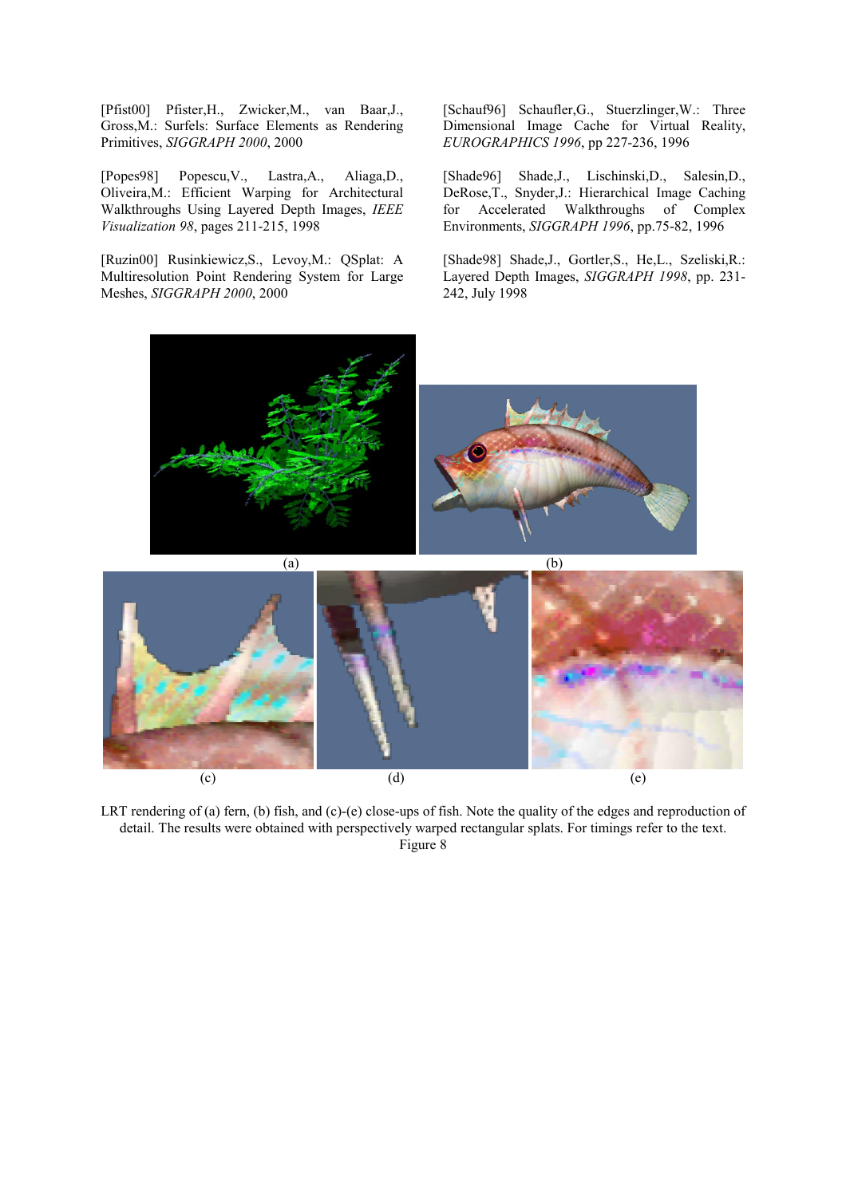[Pfist00] Pfister,H., Zwicker,M., van Baar,J., Gross,M.: Surfels: Surface Elements as Rendering Primitives, *SIGGRAPH 2000*, 2000

[Popes98] Popescu,V., Lastra,A., Aliaga,D., Oliveira,M.: Efficient Warping for Architectural Walkthroughs Using Layered Depth Images, *IEEE Visualization 98*, pages 211-215, 1998

[Ruzin00] Rusinkiewicz,S., Levoy,M.: QSplat: A Multiresolution Point Rendering System for Large Meshes, *SIGGRAPH 2000*, 2000

[Schauf96] Schaufler,G., Stuerzlinger,W.: Three Dimensional Image Cache for Virtual Reality, *EUROGRAPHICS 1996*, pp 227-236, 1996

[Shade96] Shade,J., Lischinski,D., Salesin,D., DeRose,T., Snyder,J.: Hierarchical Image Caching for Accelerated Walkthroughs of Complex Environments, *SIGGRAPH 1996*, pp.75-82, 1996

[Shade98] Shade,J., Gortler,S., He,L., Szeliski,R.: Layered Depth Images, *SIGGRAPH 1998*, pp. 231-242, July 1998

(a) (b)

(c) (d) (e)

LRT rendering of (a) fern, (b) fish, and (c)-(e) close-ups of fish. Note the quality of the edges and reproduction of detail. The results were obtained with perspectively warped rectangular splats. For timings refer to the text.
Figure 8